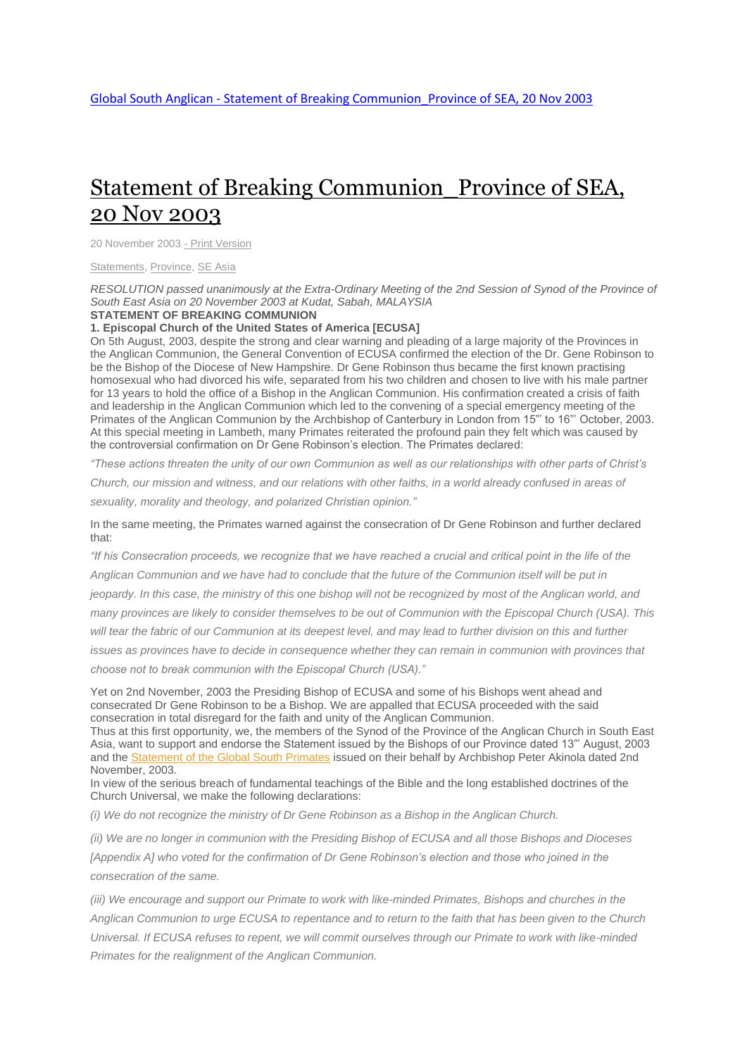[Global South Anglican - Statement of Breaking Communion_Province of SEA, 20 Nov 2003]

# Statement of Breaking Communion_Province of SEA, 20 Nov 2003

20 November 2003 - Print Version

Statements, Province, SE Asia

*RESOLUTION passed unanimously at the Extra-Ordinary Meeting of the 2nd Session of Synod of the Province of South East Asia on 20 November 2003 at Kudat, Sabah, MALAYSIA*

**STATEMENT OF BREAKING COMMUNION**

**1. Episcopal Church of the United States of America [ECUSA]**

On 5th August, 2003, despite the strong and clear warning and pleading of a large majority of the Provinces in the Anglican Communion, the General Convention of ECUSA confirmed the election of the Dr. Gene Robinson to be the Bishop of the Diocese of New Hampshire. Dr Gene Robinson thus became the first known practising homosexual who had divorced his wife, separated from his two children and chosen to live with his male partner for 13 years to hold the office of a Bishop in the Anglican Communion. His confirmation created a crisis of faith and leadership in the Anglican Communion which led to the convening of a special emergency meeting of the Primates of the Anglican Communion by the Archbishop of Canterbury in London from 15"' to 16"' October, 2003. At this special meeting in Lambeth, many Primates reiterated the profound pain they felt which was caused by the controversial confirmation on Dr Gene Robinson's election. The Primates declared:

*"These actions threaten the unity of our own Communion as well as our relationships with other parts of Christ's Church, our mission and witness, and our relations with other faiths, in a world already confused in areas of sexuality, morality and theology, and polarized Christian opinion."*

In the same meeting, the Primates warned against the consecration of Dr Gene Robinson and further declared that:

*"If his Consecration proceeds, we recognize that we have reached a crucial and critical point in the life of the Anglican Communion and we have had to conclude that the future of the Communion itself will be put in jeopardy. In this case, the ministry of this one bishop will not be recognized by most of the Anglican world, and many provinces are likely to consider themselves to be out of Communion with the Episcopal Church (USA). This will tear the fabric of our Communion at its deepest level, and may lead to further division on this and further issues as provinces have to decide in consequence whether they can remain in communion with provinces that choose not to break communion with the Episcopal Church (USA)."*

Yet on 2nd November, 2003 the Presiding Bishop of ECUSA and some of his Bishops went ahead and consecrated Dr Gene Robinson to be a Bishop. We are appalled that ECUSA proceeded with the said consecration in total disregard for the faith and unity of the Anglican Communion.

Thus at this first opportunity, we, the members of the Synod of the Province of the Anglican Church in South East Asia, want to support and endorse the Statement issued by the Bishops of our Province dated 13"' August, 2003 and the Statement of the Global South Primates issued on their behalf by Archbishop Peter Akinola dated 2nd November, 2003.

In view of the serious breach of fundamental teachings of the Bible and the long established doctrines of the Church Universal, we make the following declarations:

*(i) We do not recognize the ministry of Dr Gene Robinson as a Bishop in the Anglican Church.*

*(ii) We are no longer in communion with the Presiding Bishop of ECUSA and all those Bishops and Dioceses [Appendix A] who voted for the confirmation of Dr Gene Robinson's election and those who joined in the consecration of the same.*

*(iii) We encourage and support our Primate to work with like-minded Primates, Bishops and churches in the Anglican Communion to urge ECUSA to repentance and to return to the faith that has been given to the Church Universal. If ECUSA refuses to repent, we will commit ourselves through our Primate to work with like-minded Primates for the realignment of the Anglican Communion.*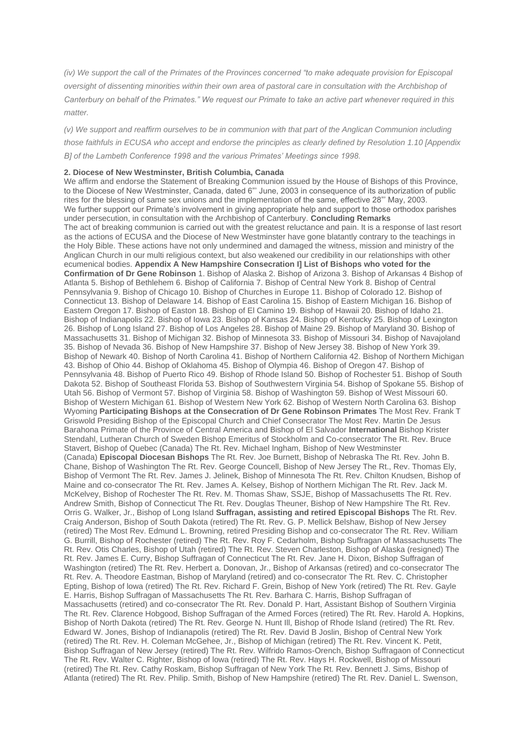*(iv) We support the call of the Primates of the Provinces concerned "to make adequate provision for Episcopal oversight of dissenting minorities within their own area of pastoral care in consultation with the Archbishop of Canterbury on behalf of the Primates." We request our Primate to take an active part whenever required in this matter.*

*(v) We support and reaffirm ourselves to be in communion with that part of the Anglican Communion including those faithfuls in ECUSA who accept and endorse the principles as clearly defined by Resolution 1.10 [Appendix B] of the Lambeth Conference 1998 and the various Primates' Meetings since 1998.*

**2. Diocese of New Westminster, British Columbia, Canada**

We affirm and endorse the Statement of Breaking Communion issued by the House of Bishops of this Province, to the Diocese of New Westminster, Canada, dated 6"' June, 2003 in consequence of its authorization of public rites for the blessing of same sex unions and the implementation of the same, effective 28"' May, 2003.
We further support our Primate's involvement in giving appropriate help and support to those orthodox parishes under persecution, in consultation with the Archbishop of Canterbury. **Concluding Remarks**
The act of breaking communion is carried out with the greatest reluctance and pain. It is a response of last resort as the actions of ECUSA and the Diocese of New Westminster have gone blatantly contrary to the teachings in the Holy Bible. These actions have not only undermined and damaged the witness, mission and ministry of the Anglican Church in our multi religious context, but also weakened our credibility in our relationships with other ecumenical bodies. **Appendix A New Hampshire Consecration I] List of Bishops who voted for the Confirmation of Dr Gene Robinson** 1. Bishop of Alaska 2. Bishop of Arizona 3. Bishop of Arkansas 4 Bishop of Atlanta 5. Bishop of Bethlehem 6. Bishop of California 7. Bishop of Central New York 8. Bishop of Central Pennsylvania 9. Bishop of Chicago 10. Bishop of Churches in Europe 11. Bishop of Colorado 12. Bishop of Connecticut 13. Bishop of Delaware 14. Bishop of East Carolina 15. Bishop of Eastern Michigan 16. Bishop of Eastern Oregon 17. Bishop of Easton 18. Bishop of El Camino 19. Bishop of Hawaii 20. Bishop of Idaho 21. Bishop of Indianapolis 22. Bishop of Iowa 23. Bishop of Kansas 24. Bishop of Kentucky 25. Bishop of Lexington 26. Bishop of Long Island 27. Bishop of Los Angeles 28. Bishop of Maine 29. Bishop of Maryland 30. Bishop of Massachusetts 31. Bishop of Michigan 32. Bishop of Minnesota 33. Bishop of Missouri 34. Bishop of Navajoland 35. Bishop of Nevada 36. Bishop of New Hampshire 37. Bishop of New Jersey 38. Bishop of New York 39. Bishop of Newark 40. Bishop of North Carolina 41. Bishop of Northern California 42. Bishop of Northern Michigan 43. Bishop of Ohio 44. Bishop of Oklahoma 45. Bishop of Olympia 46. Bishop of Oregon 47. Bishop of Pennsylvania 48. Bishop of Puerto Rico 49. Bishop of Rhode Island 50. Bishop of Rochester 51. Bishop of South Dakota 52. Bishop of Southeast Florida 53. Bishop of Southwestern Virginia 54. Bishop of Spokane 55. Bishop of Utah 56. Bishop of Vermont 57. Bishop of Virginia 58. Bishop of Washington 59. Bishop of West Missouri 60. Bishop of Western Michigan 61. Bishop of Western New York 62. Bishop of Western North Carolina 63. Bishop Wyoming **Participating Bishops at the Consecration of Dr Gene Robinson Primates** The Most Rev. Frank T Griswold Presiding Bishop of the Episcopal Church and Chief Consecrator The Most Rev. Martin De Jesus Barahona Primate of the Province of Central America and Bishop of El Salvador **International** Bishop Krister Stendahl, Lutheran Church of Sweden Bishop Emeritus of Stockholm and Co-consecrator The Rt. Rev. Bruce Stavert, Bishop of Quebec (Canada) The Rt. Rev. Michael Ingham, Bishop of New Westminster (Canada) **Episcopal Diocesan Bishops** The Rt. Rev. Joe Burnett, Bishop of Nebraska The Rt. Rev. John B. Chane, Bishop of Washington The Rt. Rev. George Councell, Bishop of New Jersey The Rt., Rev. Thomas Ely, Bishop of Vermont The Rt. Rev. James J. Jelinek, Bishop of Minnesota The Rt. Rev. Chilton Knudsen, Bishop of Maine and co-consecrator The Rt. Rev. James A. Kelsey, Bishop of Northern Michigan The Rt. Rev. Jack M. McKelvey, Bishop of Rochester The Rt. Rev. M. Thomas Shaw, SSJE, Bishop of Massachusetts The Rt. Rev. Andrew Smith, Bishop of Connecticut The Rt. Rev. Douglas Theuner, Bishop of New Hampshire The Rt. Rev. Orris G. Walker, Jr., Bishop of Long Island **Suffragan, assisting and retired Episcopal Bishops** The Rt. Rev. Craig Anderson, Bishop of South Dakota (retired) The Rt. Rev. G. P. Mellick Belshaw, Bishop of New Jersey (retired) The Most Rev. Edmund L. Browning, retired Presiding Bishop and co-consecrator The Rt. Rev. William G. Burrill, Bishop of Rochester (retired) The Rt. Rev. Roy F. Cedarholm, Bishop Suffragan of Massachusetts The Rt. Rev. Otis Charles, Bishop of Utah (retired) The Rt. Rev. Steven Charleston, Bishop of Alaska (resigned) The Rt. Rev. James E. Curry, Bishop Suffragan of Connecticut The Rt. Rev. Jane H. Dixon, Bishop Suffragan of Washington (retired) The Rt. Rev. Herbert a. Donovan, Jr., Bishop of Arkansas (retired) and co-consecrator The Rt. Rev. A. Theodore Eastman, Bishop of Maryland (retired) and co-consecrator The Rt. Rev. C. Christopher Epting, Bishop of lowa (retired) The Rt. Rev. Richard F. Grein, Bishop of New York (retired) The Rt. Rev. Gayle E. Harris, Bishop Suffragan of Massachusetts The Rt. Rev. Barhara C. Harris, Bishop Suffragan of Massachusetts (retired) and co-consecrator The Rt. Rev. Donald P. Hart, Assistant Bishop of Southern Virginia The Rt. Rev. Clarence Hobgood, Bishop Suffragan of the Armed Forces (retired) The Rt. Rev. Harold A. Hopkins, Bishop of North Dakota (retired) The Rt. Rev. George N. Hunt Ill, Bishop of Rhode Island (retired) The Rt. Rev. Edward W. Jones, Bishop of Indianapolis (retired) The Rt. Rev. David B Joslin, Bishop of Central New York (retired) The Rt. Rev. H. Coleman McGehee, Jr., Bishop of Michigan (retired) The Rt. Rev. Vincent K. Petit, Bishop Suffragan of New Jersey (retired) The Rt. Rev. Wilfrido Ramos-Orench, Bishop Suffragaon of Connecticut The Rt. Rev. Walter C. Righter, Bishop of lowa (retired) The Rt. Rev. Hays H. Rockwell, Bishop of Missouri (retired) The Rt. Rev. Cathy Roskam, Bishop Suffragan of New York The Rt. Rev. Bennett J. Sims, Bishop of Atlanta (retired) The Rt. Rev. Philip. Smith, Bishop of New Hampshire (retired) The Rt. Rev. Daniel L. Swenson,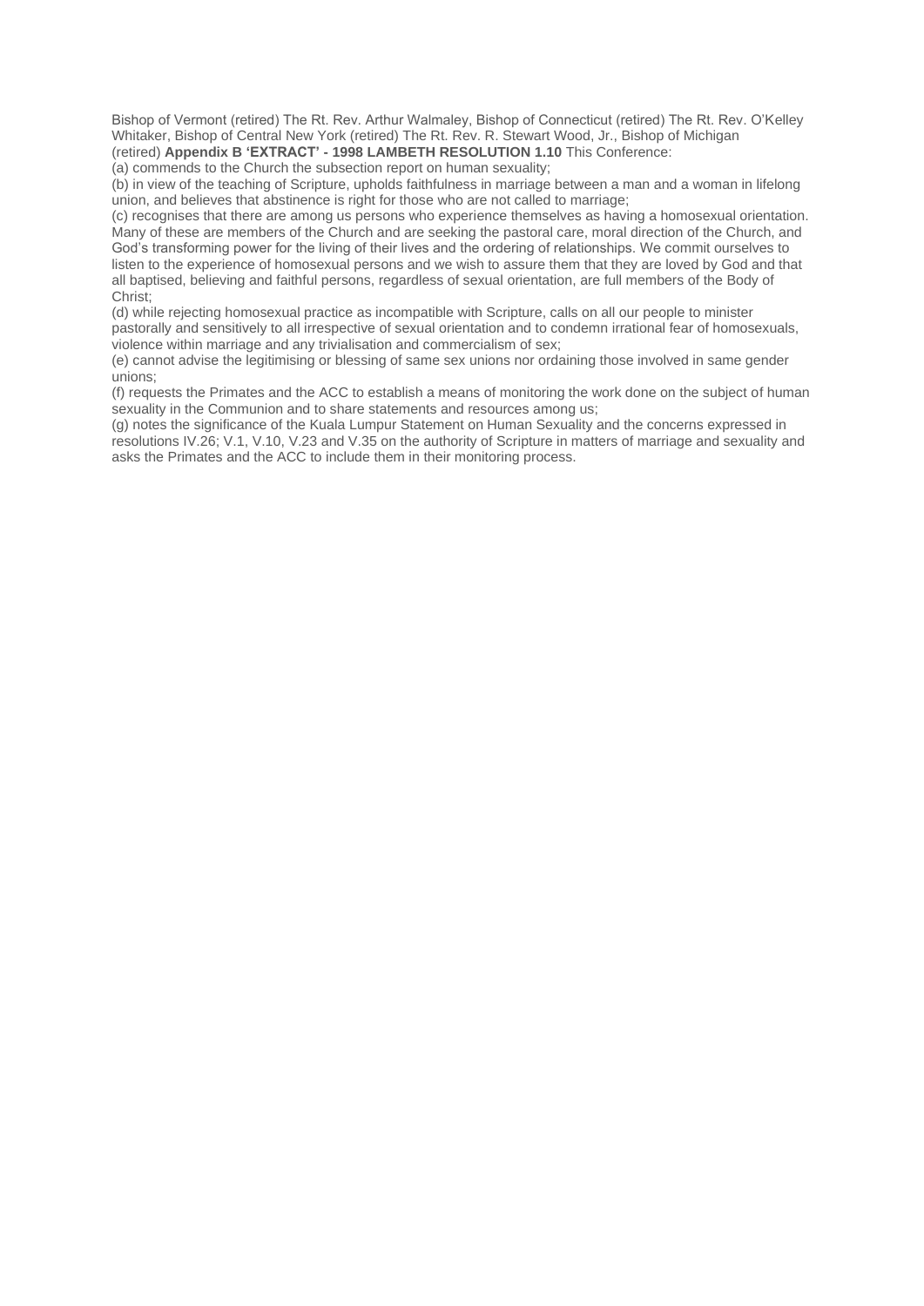Bishop of Vermont (retired) The Rt. Rev. Arthur Walmaley, Bishop of Connecticut (retired) The Rt. Rev. O'Kelley Whitaker, Bishop of Central New York (retired) The Rt. Rev. R. Stewart Wood, Jr., Bishop of Michigan (retired) **Appendix B 'EXTRACT' - 1998 LAMBETH RESOLUTION 1.10** This Conference:

(a) commends to the Church the subsection report on human sexuality;

(b) in view of the teaching of Scripture, upholds faithfulness in marriage between a man and a woman in lifelong union, and believes that abstinence is right for those who are not called to marriage;

(c) recognises that there are among us persons who experience themselves as having a homosexual orientation. Many of these are members of the Church and are seeking the pastoral care, moral direction of the Church, and God's transforming power for the living of their lives and the ordering of relationships. We commit ourselves to listen to the experience of homosexual persons and we wish to assure them that they are loved by God and that all baptised, believing and faithful persons, regardless of sexual orientation, are full members of the Body of Christ;

(d) while rejecting homosexual practice as incompatible with Scripture, calls on all our people to minister pastorally and sensitively to all irrespective of sexual orientation and to condemn irrational fear of homosexuals, violence within marriage and any trivialisation and commercialism of sex;

(e) cannot advise the legitimising or blessing of same sex unions nor ordaining those involved in same gender unions;

(f) requests the Primates and the ACC to establish a means of monitoring the work done on the subject of human sexuality in the Communion and to share statements and resources among us;

(g) notes the significance of the Kuala Lumpur Statement on Human Sexuality and the concerns expressed in resolutions IV.26; V.1, V.10, V.23 and V.35 on the authority of Scripture in matters of marriage and sexuality and asks the Primates and the ACC to include them in their monitoring process.